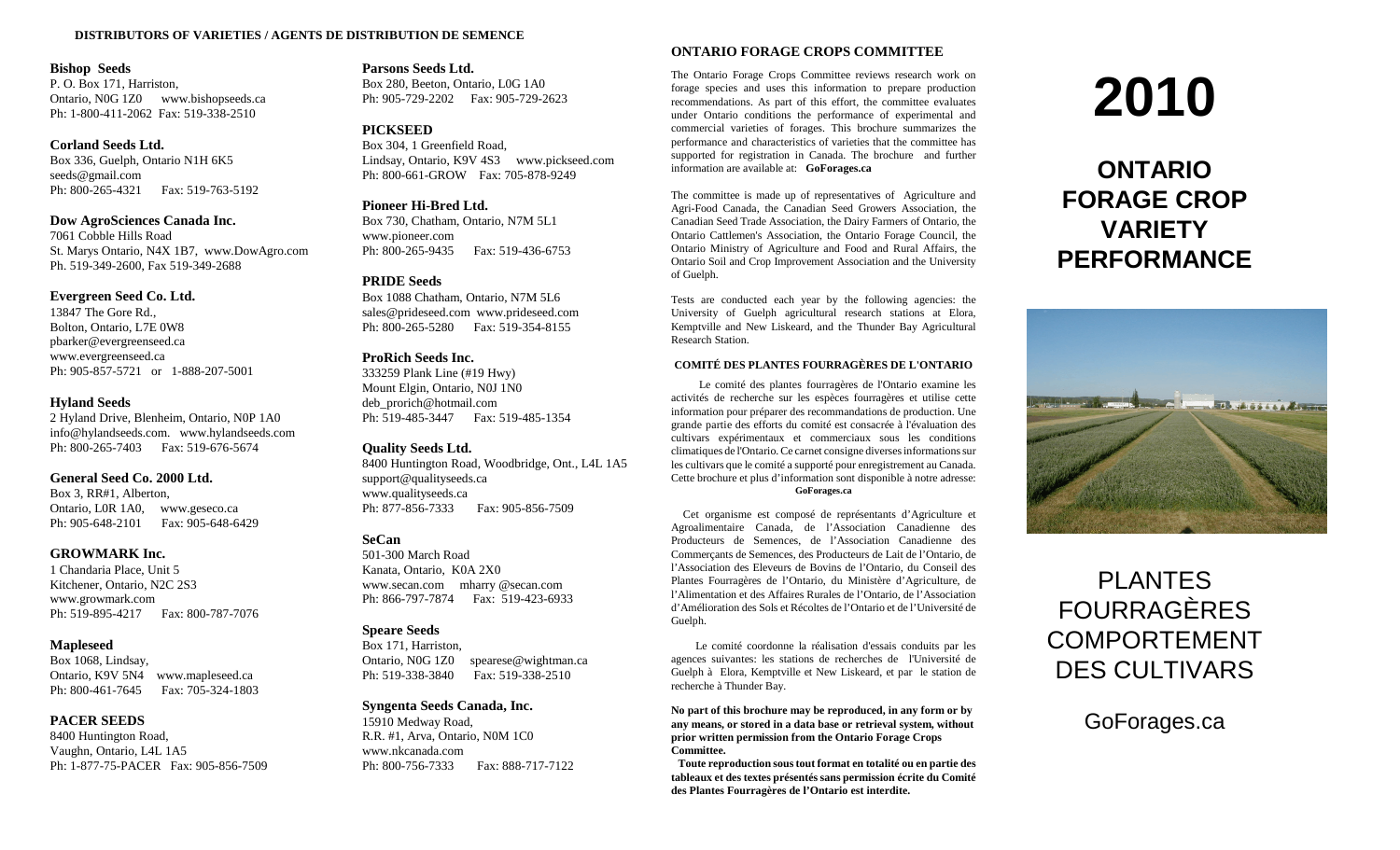## DISTRIBUTORS OF VARIETIES / AGENTS DE DISTRIBUTION DE SEMENCE

**Bishop Seeds**
P. O. Box 171, Harriston,
Ontario, N0G 1Z0 www.bishopseeds.ca
Ph: 1-800-411-2062 Fax: 519-338-2510

**Corland Seeds Ltd.**
Box 336, Guelph, Ontario N1H 6K5
seeds@gmail.com
Ph: 800-265-4321 Fax: 519-763-5192

**Dow AgroSciences Canada Inc.**
7061 Cobble Hills Road
St. Marys Ontario, N4X 1B7, www.DowAgro.com
Ph. 519-349-2600, Fax 519-349-2688

**Evergreen Seed Co. Ltd.**
13847 The Gore Rd.,
Bolton, Ontario, L7E 0W8
pbarker@evergreenseed.ca
www.evergreenseed.ca
Ph: 905-857-5721 or 1-888-207-5001

**Hyland Seeds**
2 Hyland Drive, Blenheim, Ontario, N0P 1A0
info@hylandseeds.com. www.hylandseeds.com
Ph: 800-265-7403 Fax: 519-676-5674

**General Seed Co. 2000 Ltd.**
Box 3, RR#1, Alberton,
Ontario, L0R 1A0, www.geseco.ca
Ph: 905-648-2101 Fax: 905-648-6429

**GROWMARK Inc.**
1 Chandaria Place, Unit 5
Kitchener, Ontario, N2C 2S3
www.growmark.com
Ph: 519-895-4217 Fax: 800-787-7076

**Mapleseed**
Box 1068, Lindsay,
Ontario, K9V 5N4 www.mapleseed.ca
Ph: 800-461-7645 Fax: 705-324-1803

**PACER SEEDS**
8400 Huntington Road,
Vaughn, Ontario, L4L 1A5
Ph: 1-877-75-PACER Fax: 905-856-7509

**Parsons Seeds Ltd.**
Box 280, Beeton, Ontario, L0G 1A0
Ph: 905-729-2202 Fax: 905-729-2623

**PICKSEED**
Box 304, 1 Greenfield Road,
Lindsay, Ontario, K9V 4S3 www.pickseed.com
Ph: 800-661-GROW Fax: 705-878-9249

**Pioneer Hi-Bred Ltd.**
Box 730, Chatham, Ontario, N7M 5L1
www.pioneer.com
Ph: 800-265-9435 Fax: 519-436-6753

**PRIDE Seeds**
Box 1088 Chatham, Ontario, N7M 5L6
sales@prideseed.com www.prideseed.com
Ph: 800-265-5280 Fax: 519-354-8155

**ProRich Seeds Inc.**
333259 Plank Line (#19 Hwy)
Mount Elgin, Ontario, N0J 1N0
deb_prorich@hotmail.com
Ph: 519-485-3447 Fax: 519-485-1354

**Quality Seeds Ltd.**
8400 Huntington Road, Woodbridge, Ont., L4L 1A5
support@qualityseeds.ca
www.qualityseeds.ca
Ph: 877-856-7333 Fax: 905-856-7509

**SeCan**
501-300 March Road
Kanata, Ontario, K0A 2X0
www.secan.com mharry @secan.com
Ph: 866-797-7874 Fax: 519-423-6933

**Speare Seeds**
Box 171, Harriston,
Ontario, N0G 1Z0 spearese@wightman.ca
Ph: 519-338-3840 Fax: 519-338-2510

**Syngenta Seeds Canada, Inc.**
15910 Medway Road,
R.R. #1, Arva, Ontario, N0M 1C0
www.nkcanada.com
Ph: 800-756-7333 Fax: 888-717-7122

## ONTARIO FORAGE CROPS COMMITTEE

The Ontario Forage Crops Committee reviews research work on forage species and uses this information to prepare production recommendations. As part of this effort, the committee evaluates under Ontario conditions the performance of experimental and commercial varieties of forages. This brochure summarizes the performance and characteristics of varieties that the committee has supported for registration in Canada. The brochure and further information are available at: **GoForages.ca**

The committee is made up of representatives of Agriculture and Agri-Food Canada, the Canadian Seed Growers Association, the Canadian Seed Trade Association, the Dairy Farmers of Ontario, the Ontario Cattlemen's Association, the Ontario Forage Council, the Ontario Ministry of Agriculture and Food and Rural Affairs, the Ontario Soil and Crop Improvement Association and the University of Guelph.

Tests are conducted each year by the following agencies: the University of Guelph agricultural research stations at Elora, Kemptville and New Liskeard, and the Thunder Bay Agricultural Research Station.

### COMITÉ DES PLANTES FOURRAGÈRES DE L'ONTARIO

Le comité des plantes fourragères de l'Ontario examine les activités de recherche sur les espèces fourragères et utilise cette information pour préparer des recommandations de production. Une grande partie des efforts du comité est consacrée à l'évaluation des cultivars expérimentaux et commerciaux sous les conditions climatiques de l'Ontario. Ce carnet consigne diverses informations sur les cultivars que le comité a supporté pour enregistrement au Canada. Cette brochure et plus d'information sont disponible à notre adresse: **GoForages.ca**

Cet organisme est composé de représentants d'Agriculture et Agroalimentaire Canada, de l'Association Canadienne des Producteurs de Semences, de l'Association Canadienne des Commerçants de Semences, des Producteurs de Lait de l'Ontario, de l'Association des Eleveurs de Bovins de l'Ontario, du Conseil des Plantes Fourragères de l'Ontario, du Ministère d'Agriculture, de l'Alimentation et des Affaires Rurales de l'Ontario, de l'Association d'Amélioration des Sols et Récoltes de l'Ontario et de l'Université de Guelph.

Le comité coordonne la réalisation d'essais conduits par les agences suivantes: les stations de recherches de l'Université de Guelph à Elora, Kemptville et New Liskeard, et par le station de recherche à Thunder Bay.

**No part of this brochure may be reproduced, in any form or by any means, or stored in a data base or retrieval system, without prior written permission from the Ontario Forage Crops Committee.**

**Toute reproduction sous tout format en totalité ou en partie des tableaux et des textes présentés sans permission écrite du Comité des Plantes Fourragères de l'Ontario est interdite.**

# 2010

# ONTARIO FORAGE CROP VARIETY PERFORMANCE

# PLANTES FOURRAGÈRES COMPORTEMENT DES CULTIVARS

GoForages.ca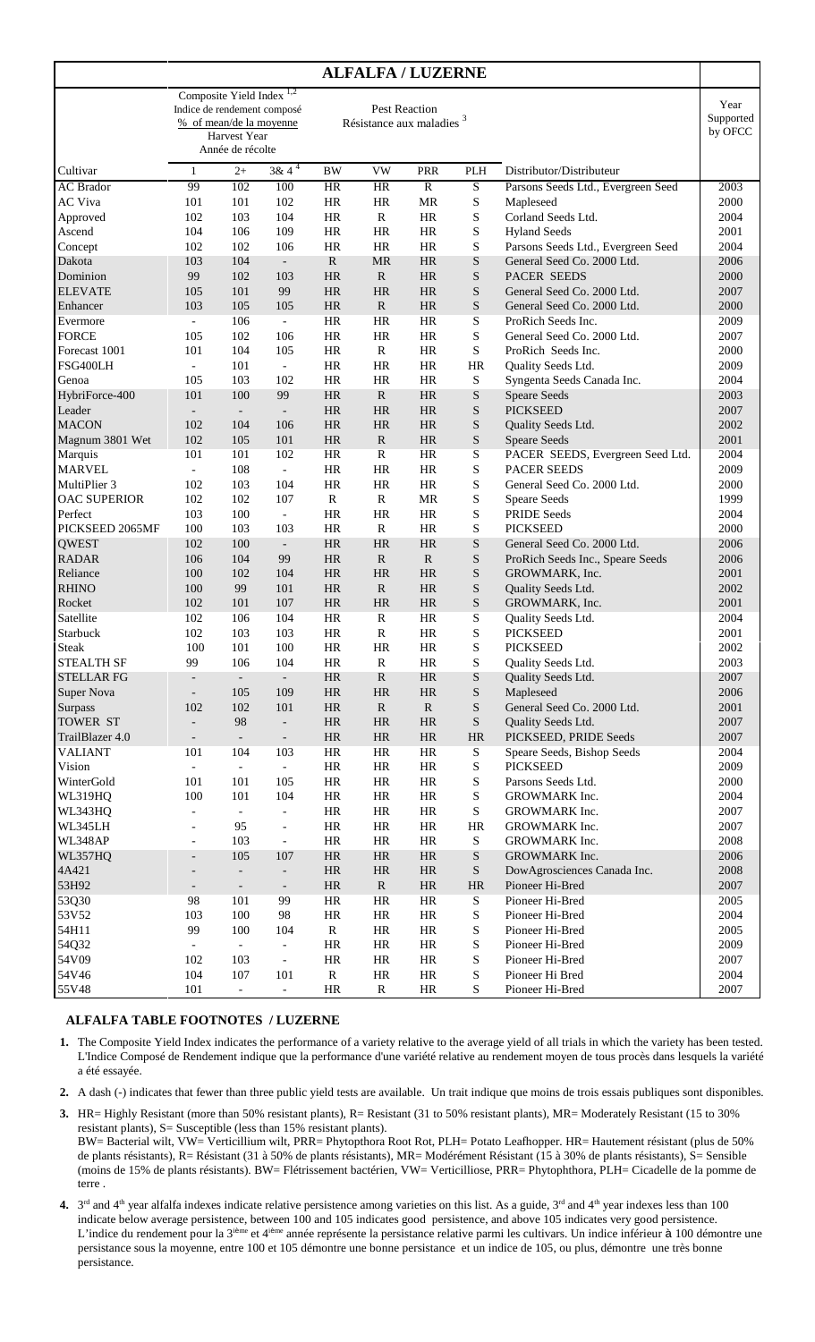| ALFALFA / LUZERNE | | | | | | | | | |
|---|---|---|---|---|---|---|---|---|---|
| | Composite Yield Index [1,2] Indice de rendement composé % of mean/de la moyenne Harvest Year Année de récolte | | | Pest Reaction Résistance aux maladies [3] | | | | | Year Supported by OFCC |
| Cultivar | 1 | 2+ | 3& 4 [4] | BW | VW | PRR | PLH | Distributor/Distributeur | |
| AC Brador | 99 | 102 | 100 | HR | HR | R | S | Parsons Seeds Ltd., Evergreen Seed | 2003 |
| AC Viva | 101 | 101 | 102 | HR | HR | MR | S | Mapleseed | 2000 |
| Approved | 102 | 103 | 104 | HR | R | HR | S | Corland Seeds Ltd. | 2004 |
| Ascend | 104 | 106 | 109 | HR | HR | HR | S | Hyland Seeds | 2001 |
| Concept | 102 | 102 | 106 | HR | HR | HR | S | Parsons Seeds Ltd., Evergreen Seed | 2004 |
| Dakota | 103 | 104 | - | R | MR | HR | S | General Seed Co. 2000 Ltd. | 2006 |
| Dominion | 99 | 102 | 103 | HR | R | HR | S | PACER SEEDS | 2000 |
| ELEVATE | 105 | 101 | 99 | HR | HR | HR | S | General Seed Co. 2000 Ltd. | 2007 |
| Enhancer | 103 | 105 | 105 | HR | R | HR | S | General Seed Co. 2000 Ltd. | 2000 |
| Evermore | - | 106 | - | HR | HR | HR | S | ProRich Seeds Inc. | 2009 |
| FORCE | 105 | 102 | 106 | HR | HR | HR | S | General Seed Co. 2000 Ltd. | 2007 |
| Forecast 1001 | 101 | 104 | 105 | HR | R | HR | S | ProRich Seeds Inc. | 2000 |
| FSG400LH | - | 101 | - | HR | HR | HR | HR | Quality Seeds Ltd. | 2009 |
| Genoa | 105 | 103 | 102 | HR | HR | HR | S | Syngenta Seeds Canada Inc. | 2004 |
| HybriForce-400 | 101 | 100 | 99 | HR | R | HR | S | Speare Seeds | 2003 |
| Leader | - | - | - | HR | HR | HR | S | PICKSEED | 2007 |
| MACON | 102 | 104 | 106 | HR | HR | HR | S | Quality Seeds Ltd. | 2002 |
| Magnum 3801 Wet | 102 | 105 | 101 | HR | R | HR | S | Speare Seeds | 2001 |
| Marquis | 101 | 101 | 102 | HR | R | HR | S | PACER SEEDS, Evergreen Seed Ltd. | 2004 |
| MARVEL | - | 108 | - | HR | HR | HR | S | PACER SEEDS | 2009 |
| MultiPlier 3 | 102 | 103 | 104 | HR | HR | HR | S | General Seed Co. 2000 Ltd. | 2000 |
| OAC SUPERIOR | 102 | 102 | 107 | R | R | MR | S | Speare Seeds | 1999 |
| Perfect | 103 | 100 | - | HR | HR | HR | S | PRIDE Seeds | 2004 |
| PICKSEED 2065MF | 100 | 103 | 103 | HR | R | HR | S | PICKSEED | 2000 |
| QWEST | 102 | 100 | - | HR | HR | HR | S | General Seed Co. 2000 Ltd. | 2006 |
| RADAR | 106 | 104 | 99 | HR | R | R | S | ProRich Seeds Inc., Speare Seeds | 2006 |
| Reliance | 100 | 102 | 104 | HR | HR | HR | S | GROWMARK, Inc. | 2001 |
| RHINO | 100 | 99 | 101 | HR | R | HR | S | Quality Seeds Ltd. | 2002 |
| Rocket | 102 | 101 | 107 | HR | HR | HR | S | GROWMARK, Inc. | 2001 |
| Satellite | 102 | 106 | 104 | HR | R | HR | S | Quality Seeds Ltd. | 2004 |
| Starbuck | 102 | 103 | 103 | HR | R | HR | S | PICKSEED | 2001 |
| Steak | 100 | 101 | 100 | HR | HR | HR | S | PICKSEED | 2002 |
| STEALTH SF | 99 | 106 | 104 | HR | R | HR | S | Quality Seeds Ltd. | 2003 |
| STELLAR FG | - | - | - | HR | R | HR | S | Quality Seeds Ltd. | 2007 |
| Super Nova | - | 105 | 109 | HR | HR | HR | S | Mapleseed | 2006 |
| Surpass | 102 | 102 | 101 | HR | R | R | S | General Seed Co. 2000 Ltd. | 2001 |
| TOWER ST | - | 98 | - | HR | HR | HR | S | Quality Seeds Ltd. | 2007 |
| TrailBlazer 4.0 | - | - | - | HR | HR | HR | HR | PICKSEED, PRIDE Seeds | 2007 |
| VALIANT | 101 | 104 | 103 | HR | HR | HR | S | Speare Seeds, Bishop Seeds | 2004 |
| Vision | - | - | - | HR | HR | HR | S | PICKSEED | 2009 |
| WinterGold | 101 | 101 | 105 | HR | HR | HR | S | Parsons Seeds Ltd. | 2000 |
| WL319HQ | 100 | 101 | 104 | HR | HR | HR | S | GROWMARK Inc. | 2004 |
| WL343HQ | - | - | - | HR | HR | HR | S | GROWMARK Inc. | 2007 |
| WL345LH | - | 95 | - | HR | HR | HR | HR | GROWMARK Inc. | 2007 |
| WL348AP | - | 103 | - | HR | HR | HR | S | GROWMARK Inc. | 2008 |
| WL357HQ | - | 105 | 107 | HR | HR | HR | S | GROWMARK Inc. | 2006 |
| 4A421 | - | - | - | HR | HR | HR | S | DowAgrosciences Canada Inc. | 2008 |
| 53H92 | - | - | - | HR | R | HR | HR | Pioneer Hi-Bred | 2007 |
| 53Q30 | 98 | 101 | 99 | HR | HR | HR | S | Pioneer Hi-Bred | 2005 |
| 53V52 | 103 | 100 | 98 | HR | HR | HR | S | Pioneer Hi-Bred | 2004 |
| 54H11 | 99 | 100 | 104 | R | HR | HR | S | Pioneer Hi-Bred | 2005 |
| 54Q32 | - | - | - | HR | HR | HR | S | Pioneer Hi-Bred | 2009 |
| 54V09 | 102 | 103 | - | HR | HR | HR | S | Pioneer Hi-Bred | 2007 |
| 54V46 | 104 | 107 | 101 | R | HR | HR | S | Pioneer Hi Bred | 2004 |
| 55V48 | 101 | - | - | HR | R | HR | S | Pioneer Hi-Bred | 2007 |

### ALFALFA TABLE FOOTNOTES / LUZERNE

1. The Composite Yield Index indicates the performance of a variety relative to the average yield of all trials in which the variety has been tested. L'Indice Composé de Rendement indique que la performance d'une variété relative au rendement moyen de tous procès dans lesquels la variété a été essayée.

2. A dash (-) indicates that fewer than three public yield tests are available. Un trait indique que moins de trois essais publiques sont disponibles.

3. HR= Highly Resistant (more than 50% resistant plants), R= Resistant (31 to 50% resistant plants), MR= Moderately Resistant (15 to 30% resistant plants), S= Susceptible (less than 15% resistant plants).
BW= Bacterial wilt, VW= Verticillium wilt, PRR= Phytopthora Root Rot, PLH= Potato Leafhopper. HR= Hautement résistant (plus de 50% de plants résistants), R= Résistant (31 à 50% de plants résistants), MR= Modérément Résistant (15 à 30% de plants résistants), S= Sensible (moins de 15% de plants résistants). BW= Flétrissement bactérien, VW= Verticilliose, PRR= Phytophthora, PLH= Cicadelle de la pomme de terre .

4. 3rd and 4th year alfalfa indexes indicate relative persistence among varieties on this list. As a guide, 3rd and 4th year indexes less than 100 indicate below average persistence, between 100 and 105 indicates good persistence, and above 105 indicates very good persistence. L'indice du rendement pour la 3ième et 4ième année représente la persistance relative parmi les cultivars. Un indice inférieur à 100 démontre une persistance sous la moyenne, entre 100 et 105 démontre une bonne persistance et un indice de 105, ou plus, démontre une très bonne persistance.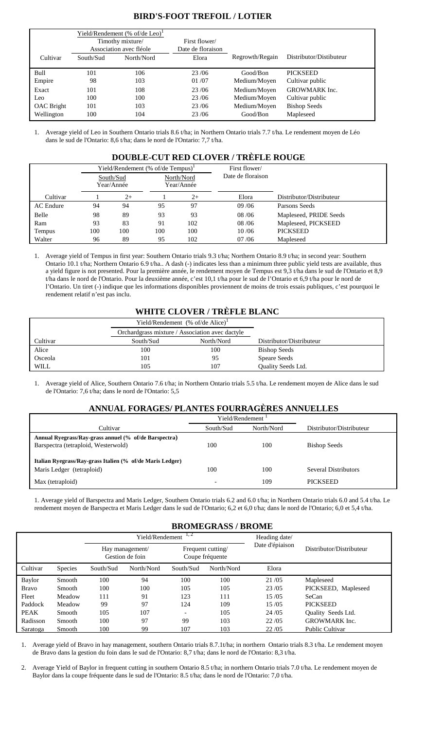## BIRD'S-FOOT TREFOIL / LOTIER

| Cultivar | Yield/Rendement (% of/de Leo)[1] Timothy mixture/ Association avec fléole | | First flower/ Date de floraison | Regrowth/Regain | Distributor/Distibuteur |
|---|---|---|---|---|---|
| | South/Sud | North/Nord | Elora | | |
| Bull | 101 | 106 | 23 /06 | Good/Bon | PICKSEED |
| Empire | 98 | 103 | 01 /07 | Medium/Moyen | Cultivar public |
| Exact | 101 | 108 | 23 /06 | Medium/Moyen | GROWMARK Inc. |
| Leo | 100 | 100 | 23 /06 | Medium/Moyen | Cultivar public |
| OAC Bright | 101 | 103 | 23 /06 | Medium/Moyen | Bishop Seeds |
| Wellington | 100 | 104 | 23 /06 | Good/Bon | Mapleseed |

1. Average yield of Leo in Southern Ontario trials 8.6 t/ha; in Northern Ontario trials 7.7 t/ha. Le rendement moyen de Léo dans le sud de l'Ontario: 8,6 t/ha; dans le nord de l'Ontario: 7,7 t/ha.

## DOUBLE-CUT RED CLOVER / TRÈFLE ROUGE

| Cultivar | Yield/Rendement (% of/de Tempus)[1] South/Sud Year/Année | | North/Nord Year/Année | | First flower/ Date de floraison | Distributor/Distributeur |
|---|---|---|---|---|---|---|
| | 1 | 2+ | 1 | 2+ | Elora | |
| AC Endure | 94 | 94 | 95 | 97 | 09 /06 | Parsons Seeds |
| Belle | 98 | 89 | 93 | 93 | 08 /06 | Mapleseed, PRIDE Seeds |
| Ram | 93 | 83 | 91 | 102 | 08 /06 | Mapleseed, PICKSEED |
| Tempus | 100 | 100 | 100 | 100 | 10 /06 | PICKSEED |
| Walter | 96 | 89 | 95 | 102 | 07 /06 | Mapleseed |

1. Average yield of Tempus in first year: Southern Ontario trials 9.3 t/ha; Northern Ontario 8.9 t/ha; in second year: Southern Ontario 10.1 t/ha; Northern Ontario 6.9 t/ha.. A dash (-) indicates less than a minimum three public yield tests are available, thus a yield figure is not presented. Pour la première année, le rendement moyen de Tempus est 9,3 t/ha dans le sud de l'Ontario et 8,9 t/ha dans le nord de l'Ontario. Pour la deuxième année, c'est 10,1 t/ha pour le sud de l'Ontario et 6,9 t/ha pour le nord de l'Ontario. Un tiret (-) indique que les informations disponibles proviennent de moins de trois essais publiques, c'est pourquoi le rendement relatif n'est pas inclu.

## WHITE CLOVER / TRÈFLE BLANC

| Cultivar | Yield/Rendement (% of/de Alice)[1] Orchardgrass mixture / Association avec dactyle | | Distributor/Distributeur |
|---|---|---|---|
| | South/Sud | North/Nord | |
| Alice | 100 | 100 | Bishop Seeds |
| Osceola | 101 | 95 | Speare Seeds |
| WILL | 105 | 107 | Quality Seeds Ltd. |

1. Average yield of Alice, Southern Ontario 7.6 t/ha; in Northern Ontario trials 5.5 t/ha. Le rendement moyen de Alice dans le sud de l'Ontario: 7,6 t/ha; dans le nord de l'Ontario: 5,5

## ANNUAL FORAGES/ PLANTES FOURRAGÈRES ANNUELLES

| Cultivar | Yield/Rendement[1] | | Distributor/Distributeur |
|---|---|---|---|
| | South/Sud | North/Nord | |
| **Annual Ryegrass/Ray-grass annuel (% of/de Barspectra)** | | | |
| Barspectra (tetraploid, Westerwold) | 100 | 100 | Bishop Seeds |
| **Italian Ryegrass/Ray-grass Italien (% of/de Maris Ledger)** | | | |
| Maris Ledger (tetraploid) | 100 | 100 | Several Distributors |
| Max (tetraploid) | - | 109 | PICKSEED |

1. Average yield of Barspectra and Maris Ledger, Southern Ontario trials 6.2 and 6.0 t/ha; in Northern Ontario trials 6.0 and 5.4 t/ha. Le rendement moyen de Barspectra et Maris Ledger dans le sud de l'Ontario; 6,2 et 6,0 t/ha; dans le nord de l'Ontario; 6,0 et 5,4 t/ha.

## BROMEGRASS / BROME

| Cultivar | Species | Yield/Rendement[1,2] Hay management/ Gestion de foin | | Frequent cutting/ Coupe fréquente | | Heading date/ Date d'épiaison | Distributor/Distributeur |
|---|---|---|---|---|---|---|---|
| | | South/Sud | North/Nord | South/Sud | North/Nord | Elora | |
| Baylor | Smooth | 100 | 94 | 100 | 100 | 21 /05 | Mapleseed |
| Bravo | Smooth | 100 | 100 | 105 | 105 | 23 /05 | PICKSEED, Mapleseed |
| Fleet | Meadow | 111 | 91 | 123 | 111 | 15 /05 | SeCan |
| Paddock | Meadow | 99 | 97 | 124 | 109 | 15 /05 | PICKSEED |
| PEAK | Smooth | 105 | 107 | - | 105 | 24 /05 | Quality Seeds Ltd. |
| Radisson | Smooth | 100 | 97 | 99 | 103 | 22 /05 | GROWMARK Inc. |
| Saratoga | Smooth | 100 | 99 | 107 | 103 | 22 /05 | Public Cultivar |

1. Average yield of Bravo in hay management, southern Ontario trials 8.7.1t/ha; in northern Ontario trials 8.3 t/ha. Le rendement moyen de Bravo dans la gestion du foin dans le sud de l'Ontario: 8,7 t/ha; dans le nord de l'Ontario: 8,3 t/ha.

2. Average Yield of Baylor in frequent cutting in southern Ontario 8.5 t/ha; in northern Ontario trials 7.0 t/ha. Le rendement moyen de Baylor dans la coupe fréquente dans le sud de l'Ontario: 8.5 t/ha; dans le nord de l'Ontario: 7,0 t/ha.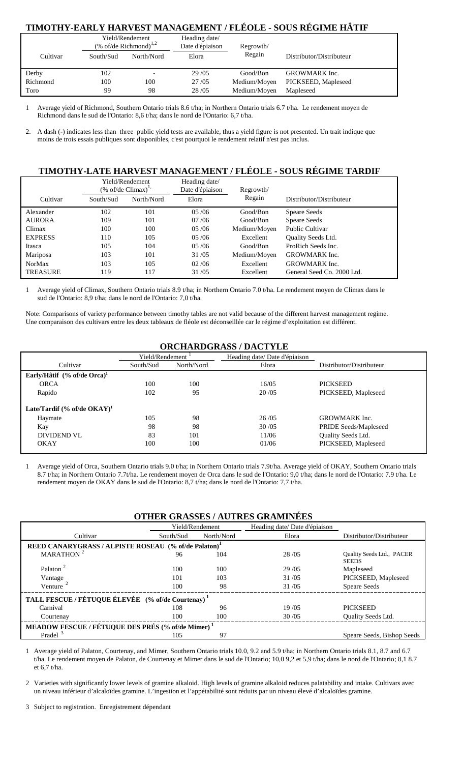## TIMOTHY-EARLY HARVEST MANAGEMENT / FLÉOLE - SOUS RÉGIME HÂTIF

| Cultivar | Yield/Rendement (% of/de Richmond)[1,2] | | Heading date/ Date d'épiaison | Regrowth/ Regain | Distributor/Distributeur |
|---|---|---|---|---|---|
| | South/Sud | North/Nord | Elora | | |
| Derby | 102 | - | 29 /05 | Good/Bon | GROWMARK Inc. |
| Richmond | 100 | 100 | 27 /05 | Medium/Moyen | PICKSEED, Mapleseed |
| Toro | 99 | 98 | 28 /05 | Medium/Moyen | Mapleseed |

1 Average yield of Richmond, Southern Ontario trials 8.6 t/ha; in Northern Ontario trials 6.7 t/ha. Le rendement moyen de Richmond dans le sud de l'Ontario: 8,6 t/ha; dans le nord de l'Ontario: 6,7 t/ha.

2. A dash (-) indicates less than three public yield tests are available, thus a yield figure is not presented. Un trait indique que moins de trois essais publiques sont disponibles, c'est pourquoi le rendement relatif n'est pas inclus.

## TIMOTHY-LATE HARVEST MANAGEMENT / FLÉOLE - SOUS RÉGIME TARDIF

| Cultivar | Yield/Rendement (% of/de Climax)[1] | | Heading date/ Date d'épiaison | Regrowth/ Regain | Distributor/Distributeur |
|---|---|---|---|---|---|
| | South/Sud | North/Nord | Elora | | |
| Alexander | 102 | 101 | 05 /06 | Good/Bon | Speare Seeds |
| AURORA | 109 | 101 | 07 /06 | Good/Bon | Speare Seeds |
| Climax | 100 | 100 | 05 /06 | Medium/Moyen | Public Cultivar |
| EXPRESS | 110 | 105 | 05 /06 | Excellent | Quality Seeds Ltd. |
| Itasca | 105 | 104 | 05 /06 | Good/Bon | ProRich Seeds Inc. |
| Mariposa | 103 | 101 | 31 /05 | Medium/Moyen | GROWMARK Inc. |
| NorMax | 103 | 105 | 02 /06 | Excellent | GROWMARK Inc. |
| TREASURE | 119 | 117 | 31 /05 | Excellent | General Seed Co. 2000 Ltd. |

1 Average yield of Climax, Southern Ontario trials 8.9 t/ha; in Northern Ontario 7.0 t/ha. Le rendement moyen de Climax dans le sud de l'Ontario: 8,9 t/ha; dans le nord de l'Ontario: 7,0 t/ha.

Note: Comparisons of variety performance between timothy tables are not valid because of the different harvest management regime. Une comparaison des cultivars entre les deux tableaux de fléole est déconseillée car le régime d'exploitation est différent.

## ORCHARDGRASS / DACTYLE

| Cultivar | Yield/Rendement[1] | | Heading date/ Date d'épiaison | Distributor/Distributeur |
|---|---|---|---|---|
| | South/Sud | North/Nord | Elora | |
| **Early/Hâtif (% of/de Orca)[1]** | | | | |
| ORCA | 100 | 100 | 16/05 | PICKSEED |
| Rapido | 102 | 95 | 20 /05 | PICKSEED, Mapleseed |
| **Late/Tardif (% of/de OKAY)[1]** | | | | |
| Haymate | 105 | 98 | 26 /05 | GROWMARK Inc. |
| Kay | 98 | 98 | 30 /05 | PRIDE Seeds/Mapleseed |
| DIVIDEND VL | 83 | 101 | 11/06 | Quality Seeds Ltd. |
| OKAY | 100 | 100 | 01/06 | PICKSEED, Mapleseed |

1 Average yield of Orca, Southern Ontario trials 9.0 t/ha; in Northern Ontario trials 7.9t/ha. Average yield of OKAY, Southern Ontario trials 8.7 t/ha; in Northern Ontario 7.7t/ha. Le rendement moyen de Orca dans le sud de l'Ontario: 9,0 t/ha; dans le nord de l'Ontario: 7.9 t/ha. Le rendement moyen de OKAY dans le sud de l'Ontario: 8,7 t/ha; dans le nord de l'Ontario: 7,7 t/ha.

## OTHER GRASSES / AUTRES GRAMINÉES

| Cultivar | Yield/Rendement | | Heading date/ Date d'épiaison | Distributor/Distributeur |
|---|---|---|---|---|
| | South/Sud | North/Nord | Elora | |
| **REED CANARYGRASS / ALPISTE ROSEAU (% of/de Palaton)[1]** | | | | |
| MARATHON [2] | 96 | 104 | 28 /05 | Quality Seeds Ltd., PACER SEEDS |
| Palaton [2] | 100 | 100 | 29 /05 | Mapleseed |
| Vantage | 101 | 103 | 31 /05 | PICKSEED, Mapleseed |
| Venture [2] | 100 | 98 | 31 /05 | Speare Seeds |
| **TALL FESCUE / FÉTUQUE ÉLEVÉE (% of/de Courtenay)[1]** | | | | |
| Carnival | 108 | 96 | 19 /05 | PICKSEED |
| Courtenay | 100 | 100 | 30 /05 | Quality Seeds Ltd. |
| **MEADOW FESCUE / FÉTUQUE DES PRÉS (% of/de Mimer)[1]** | | | | |
| Pradel [3] | 105 | 97 | | Speare Seeds, Bishop Seeds |

1 Average yield of Palaton, Courtenay, and Mimer, Southern Ontario trials 10.0, 9.2 and 5.9 t/ha; in Northern Ontario trials 8.1, 8.7 and 6.7 t/ha. Le rendement moyen de Palaton, de Courtenay et Mimer dans le sud de l'Ontario; 10,0 9,2 et 5,9 t/ha; dans le nord de l'Ontario; 8,1 8.7 et 6,7 t/ha.

2 Varieties with significantly lower levels of gramine alkaloid. High levels of gramine alkaloid reduces palatability and intake. Cultivars avec un niveau inférieur d'alcaloïdes gramine. L'ingestion et l'appétabilité sont réduits par un niveau élevé d'alcaloïdes gramine.

3 Subject to registration. Enregistrement dépendant